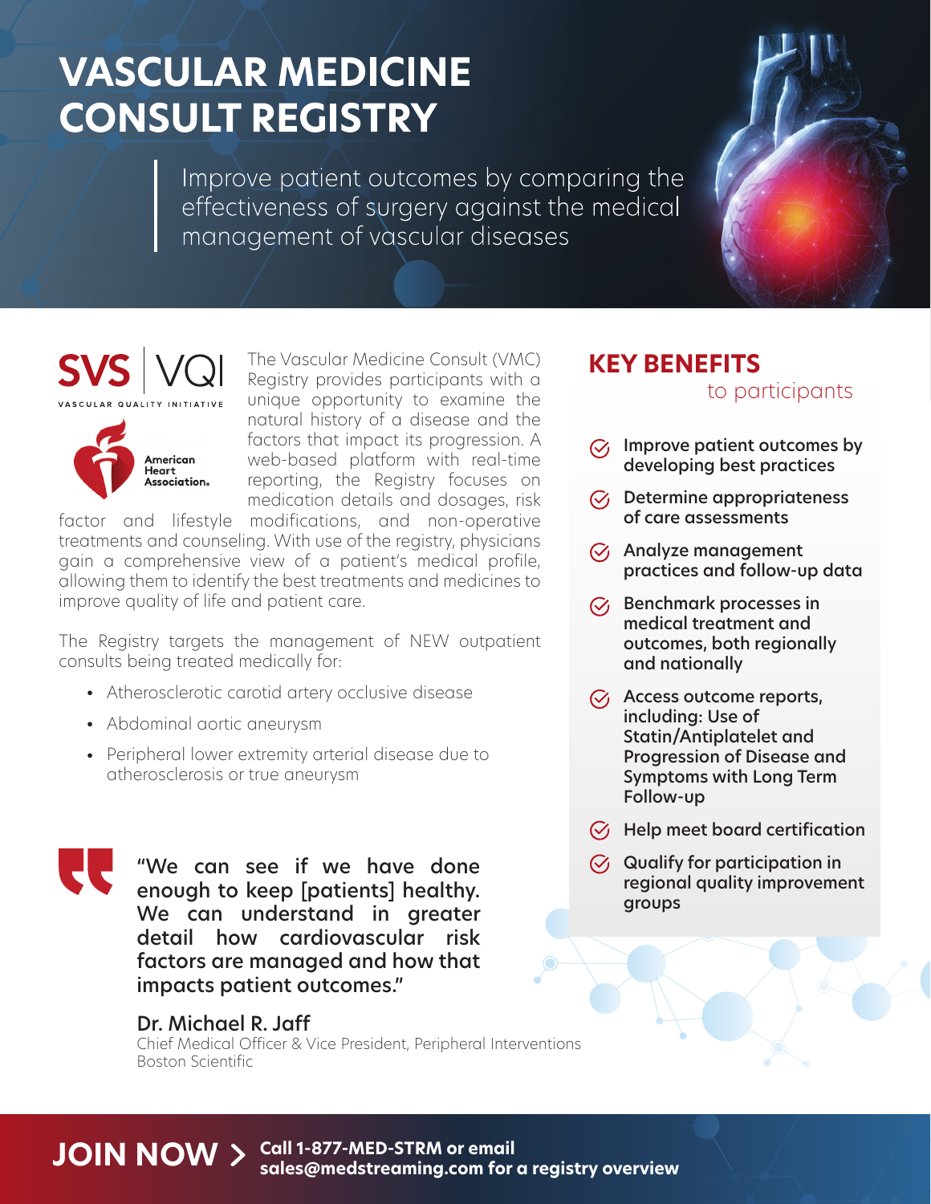# VASCULAR MEDICINE CONSULT REGISTRY

Improve patient outcomes by comparing the effectiveness of surgery against the medical management of vascular diseases

SVS | VQI
VASCULAR QUALITY INITIATIVE

American Heart Association.

The Vascular Medicine Consult (VMC) Registry provides participants with a unique opportunity to examine the natural history of a disease and the factors that impact its progression. A web-based platform with real-time reporting, the Registry focuses on medication details and dosages, risk factor and lifestyle modifications, and non-operative treatments and counseling. With use of the registry, physicians gain a comprehensive view of a patient's medical profile, allowing them to identify the best treatments and medicines to improve quality of life and patient care.

The Registry targets the management of NEW outpatient consults being treated medically for:

- Atherosclerotic carotid artery occlusive disease
- Abdominal aortic aneurysm
- Peripheral lower extremity arterial disease due to atherosclerosis or true aneurysm

> **"We can see if we have done enough to keep [patients] healthy. We can understand in greater detail how cardiovascular risk factors are managed and how that impacts patient outcomes."**

**Dr. Michael R. Jaff**
Chief Medical Officer & Vice President, Peripheral Interventions
Boston Scientific

## KEY BENEFITS to participants

- **Improve patient outcomes by developing best practices**
- **Determine appropriateness of care assessments**
- **Analyze management practices and follow-up data**
- **Benchmark processes in medical treatment and outcomes, both regionally and nationally**
- **Access outcome reports, including: Use of Statin/Antiplatelet and Progression of Disease and Symptoms with Long Term Follow-up**
- **Help meet board certification**
- **Qualify for participation in regional quality improvement groups**

**JOIN NOW >** **Call 1-877-MED-STRM or email sales@medstreaming.com for a registry overview**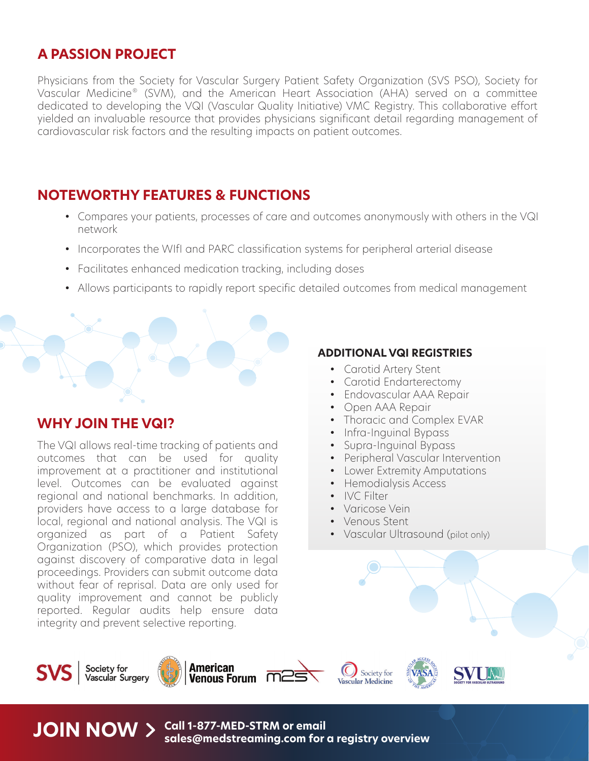## A PASSION PROJECT

Physicians from the Society for Vascular Surgery Patient Safety Organization (SVS PSO), Society for Vascular Medicine® (SVM), and the American Heart Association (AHA) served on a committee dedicated to developing the VQI (Vascular Quality Initiative) VMC Registry. This collaborative effort yielded an invaluable resource that provides physicians significant detail regarding management of cardiovascular risk factors and the resulting impacts on patient outcomes.

## NOTEWORTHY FEATURES & FUNCTIONS

- Compares your patients, processes of care and outcomes anonymously with others in the VQI network
- Incorporates the WIfI and PARC classification systems for peripheral arterial disease
- Facilitates enhanced medication tracking, including doses
- Allows participants to rapidly report specific detailed outcomes from medical management

## WHY JOIN THE VQI?

The VQI allows real-time tracking of patients and outcomes that can be used for quality improvement at a practitioner and institutional level. Outcomes can be evaluated against regional and national benchmarks. In addition, providers have access to a large database for local, regional and national analysis. The VQI is organized as part of a Patient Safety Organization (PSO), which provides protection against discovery of comparative data in legal proceedings. Providers can submit outcome data without fear of reprisal. Data are only used for quality improvement and cannot be publicly reported. Regular audits help ensure data integrity and prevent selective reporting.

### ADDITIONAL VQI REGISTRIES

- Carotid Artery Stent
- Carotid Endarterectomy
- Endovascular AAA Repair
- Open AAA Repair
- Thoracic and Complex EVAR
- Infra-Inguinal Bypass
- Supra-Inguinal Bypass
- Peripheral Vascular Intervention
- Lower Extremity Amputations
- Hemodialysis Access
- IVC Filter
- Varicose Vein
- Venous Stent
- Vascular Ultrasound (pilot only)

SVS Society for Vascular Surgery | American Venous Forum | m2s | Society for Vascular Medicine | VASA | SVU Society for Vascular Ultrasound

**JOIN NOW >** **Call 1-877-MED-STRM or email sales@medstreaming.com for a registry overview**